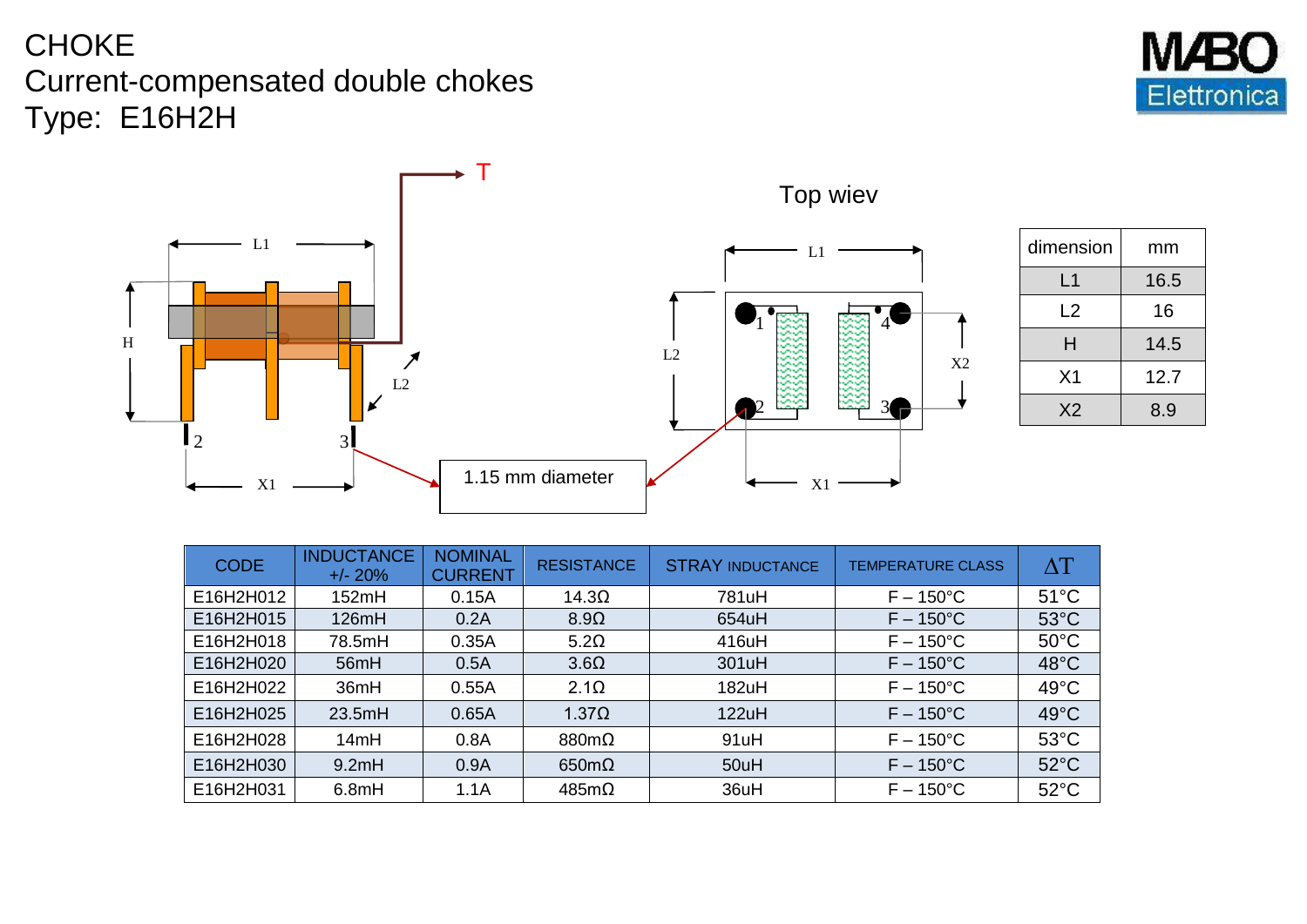# CHOKE
## Current-compensated double chokes
## Type: E16H2H

MABO Elettronica

T

Top wiev

1.15 mm diameter

| dimension | mm |
|---|---|
| L1 | 16.5 |
| L2 | 16 |
| H | 14.5 |
| X1 | 12.7 |
| X2 | 8.9 |

| CODE | INDUCTANCE +/- 20% | NOMINAL CURRENT | RESISTANCE | STRAY INDUCTANCE | TEMPERATURE CLASS | ΔT |
|---|---|---|---|---|---|---|
| E16H2H012 | 152mH | 0.15A | 14.3Ω | 781uH | F – 150°C | 51°C |
| E16H2H015 | 126mH | 0.2A | 8.9Ω | 654uH | F – 150°C | 53°C |
| E16H2H018 | 78.5mH | 0.35A | 5.2Ω | 416uH | F – 150°C | 50°C |
| E16H2H020 | 56mH | 0.5A | 3.6Ω | 301uH | F – 150°C | 48°C |
| E16H2H022 | 36mH | 0.55A | 2.1Ω | 182uH | F – 150°C | 49°C |
| E16H2H025 | 23.5mH | 0.65A | 1.37Ω | 122uH | F – 150°C | 49°C |
| E16H2H028 | 14mH | 0.8A | 880mΩ | 91uH | F – 150°C | 53°C |
| E16H2H030 | 9.2mH | 0.9A | 650mΩ | 50uH | F – 150°C | 52°C |
| E16H2H031 | 6.8mH | 1.1A | 485mΩ | 36uH | F – 150°C | 52°C |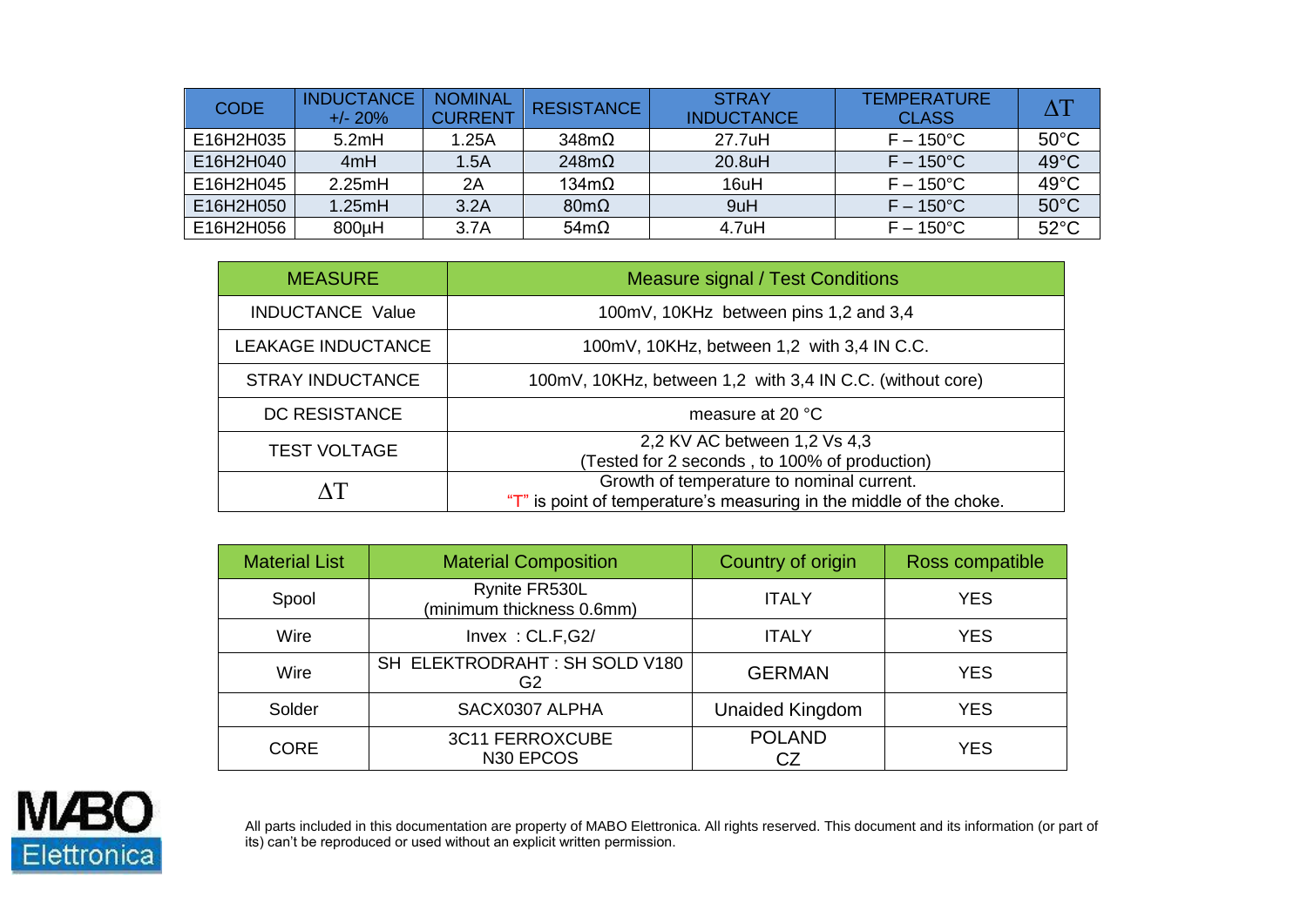| CODE | INDUCTANCE +/- 20% | NOMINAL CURRENT | RESISTANCE | STRAY INDUCTANCE | TEMPERATURE CLASS | ΔT |
|---|---|---|---|---|---|---|
| E16H2H035 | 5.2mH | 1.25A | 348mΩ | 27.7uH | F – 150°C | 50°C |
| E16H2H040 | 4mH | 1.5A | 248mΩ | 20.8uH | F – 150°C | 49°C |
| E16H2H045 | 2.25mH | 2A | 134mΩ | 16uH | F – 150°C | 49°C |
| E16H2H050 | 1.25mH | 3.2A | 80mΩ | 9uH | F – 150°C | 50°C |
| E16H2H056 | 800µH | 3.7A | 54mΩ | 4.7uH | F – 150°C | 52°C |

| MEASURE | Measure signal / Test Conditions |
|---|---|
| INDUCTANCE Value | 100mV, 10KHz between pins 1,2 and 3,4 |
| LEAKAGE INDUCTANCE | 100mV, 10KHz, between 1,2 with 3,4 IN C.C. |
| STRAY INDUCTANCE | 100mV, 10KHz, between 1,2 with 3,4 IN C.C. (without core) |
| DC RESISTANCE | measure at 20 °C |
| TEST VOLTAGE | 2,2 KV AC between 1,2 Vs 4,3 (Tested for 2 seconds , to 100% of production) |
| ΔT | Growth of temperature to nominal current. "T" is point of temperature's measuring in the middle of the choke. |

| Material List | Material Composition | Country of origin | Ross compatible |
|---|---|---|---|
| Spool | Rynite FR530L (minimum thickness 0.6mm) | ITALY | YES |
| Wire | Invex : CL.F,G2/ | ITALY | YES |
| Wire | SH ELEKTRODRAHT : SH SOLD V180 G2 | GERMAN | YES |
| Solder | SACX0307 ALPHA | Unaided Kingdom | YES |
| CORE | 3C11 FERROXCUBE N30 EPCOS | POLAND CZ | YES |

MABO Elettronica

All parts included in this documentation are property of MABO Elettronica. All rights reserved. This document and its information (or part of its) can't be reproduced or used without an explicit written permission.